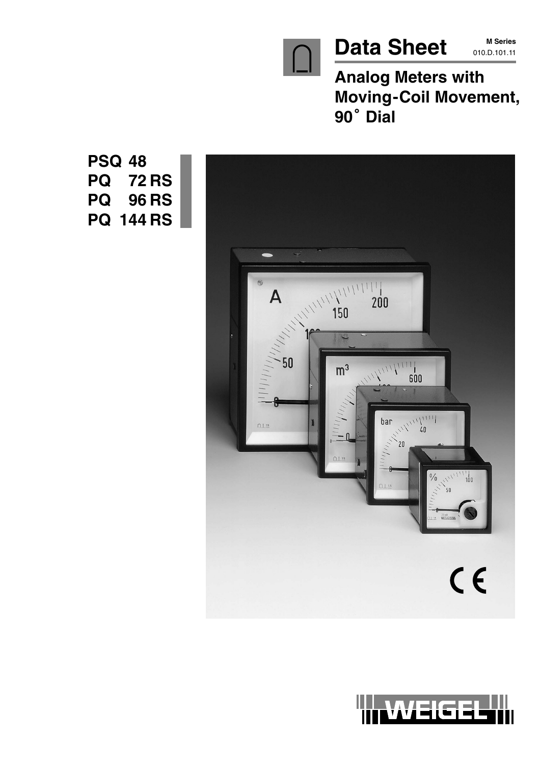# Data Sheet

**M Series**
010.D.101.11

## Analog Meters with Moving-Coil Movement, 90° Dial

**PSQ 48**
**PQ 72 RS**
**PQ 96 RS**
**PQ 144 RS**

WEIGEL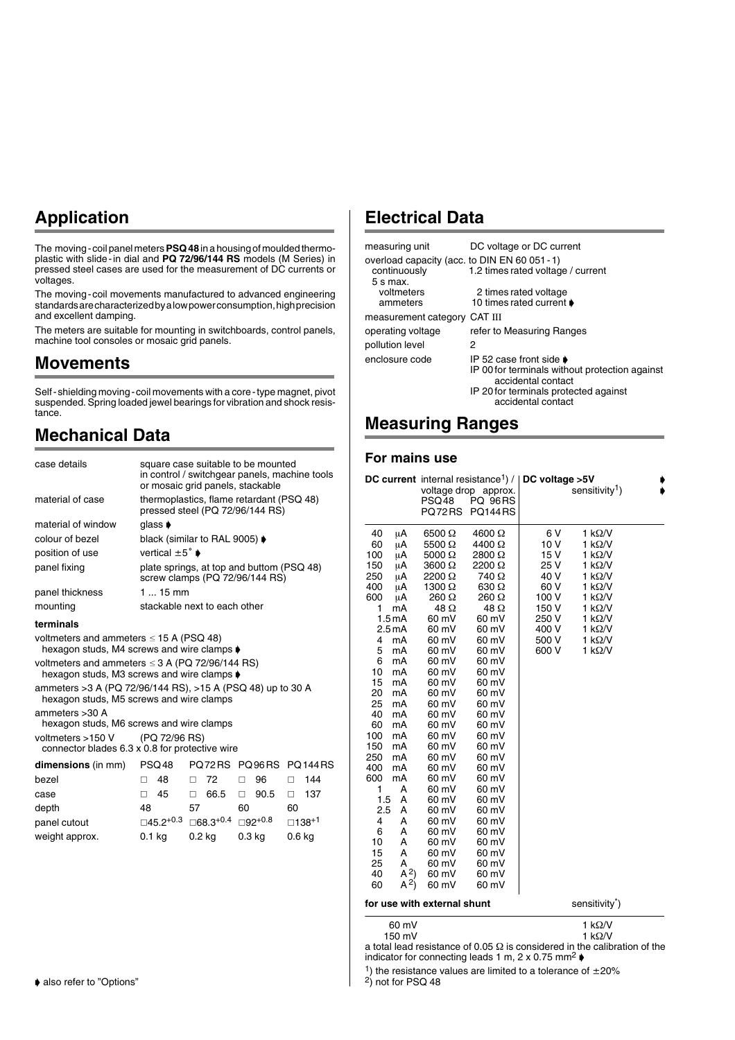## Application

The moving-coil panel meters **PSQ 48** in a housing of moulded thermoplastic with slide-in dial and **PQ 72/96/144 RS** models (M Series) in pressed steel cases are used for the measurement of DC currents or voltages.

The moving-coil movements manufactured to advanced engineering standards are characterized by a low power consumption, high precision and excellent damping.

The meters are suitable for mounting in switchboards, control panels, machine tool consoles or mosaic grid panels.

## Movements

Self-shielding moving-coil movements with a core-type magnet, pivot suspended. Spring loaded jewel bearings for vibration and shock resistance.

## Mechanical Data

| | |
|---|---|
| case details | square case suitable to be mounted in control / switchgear panels, machine tools or mosaic grid panels, stackable |
| material of case | thermoplastics, flame retardant (PSQ 48) pressed steel (PQ 72/96/144 RS) |
| material of window | glass ➧ |
| colour of bezel | black (similar to RAL 9005) ➧ |
| position of use | vertical ±5° ➧ |
| panel fixing | plate springs, at top and buttom (PSQ 48) screw clamps (PQ 72/96/144 RS) |
| panel thickness | 1 ... 15 mm |
| mounting | stackable next to each other |

**terminals**

voltmeters and ammeters ≤ 15 A (PSQ 48)
hexagon studs, M4 screws and wire clamps ➧

voltmeters and ammeters ≤ 3 A (PQ 72/96/144 RS)
hexagon studs, M3 screws and wire clamps ➧

ammeters >3 A (PQ 72/96/144 RS), >15 A (PSQ 48) up to 30 A
hexagon studs, M5 screws and wire clamps

ammeters >30 A
hexagon studs, M6 screws and wire clamps

voltmeters >150 V (PQ 72/96 RS)
connector blades 6.3 x 0.8 for protective wire

| **dimensions** (in mm) | PSQ 48 | PQ 72 RS | PQ 96 RS | PQ 144 RS |
|---|---|---|---|---|
| bezel | □ 48 | □ 72 | □ 96 | □ 144 |
| case | □ 45 | □ 66.5 | □ 90.5 | □ 137 |
| depth | 48 | 57 | 60 | 60 |
| panel cutout | $\square 45.2^{+0.3}$ | $\square 68.3^{+0.4}$ | $\square 92^{+0.8}$ | $\square 138^{+1}$ |
| weight approx. | 0.1 kg | 0.2 kg | 0.3 kg | 0.6 kg |

➧ also refer to "Options"

## Electrical Data

| | |
|---|---|
| measuring unit | DC voltage or DC current |
| overload capacity (acc. to DIN EN 60 051-1) | |
| continuously | 1.2 times rated voltage / current |
| 5 s max. | |
| voltmeters | 2 times rated voltage |
| ammeters | 10 times rated current ➧ |
| measurement category | CAT III |
| operating voltage | refer to Measuring Ranges |
| pollution level | 2 |
| enclosure code | IP 52 case front side ➧<br>IP 00 for terminals without protection against accidental contact<br>IP 20 for terminals protected against accidental contact |

## Measuring Ranges

### For mains use

| DC current | internal resistance[1]) / voltage drop approx. PSQ 48, PQ 72 RS | PQ 96 RS, PQ 144 RS | DC voltage >5V ➧ | sensitivity[1]) ➧ |
|---|---|---|---|---|
| 40 μA | 6500 Ω | 4600 Ω | 6 V | 1 kΩ/V |
| 60 μA | 5500 Ω | 4400 Ω | 10 V | 1 kΩ/V |
| 100 μA | 5000 Ω | 2800 Ω | 15 V | 1 kΩ/V |
| 150 μA | 3600 Ω | 2200 Ω | 25 V | 1 kΩ/V |
| 250 μA | 2200 Ω | 740 Ω | 40 V | 1 kΩ/V |
| 400 μA | 1300 Ω | 630 Ω | 60 V | 1 kΩ/V |
| 600 μA | 260 Ω | 260 Ω | 100 V | 1 kΩ/V |
| 1 mA | 48 Ω | 48 Ω | 150 V | 1 kΩ/V |
| 1.5 mA | 60 mV | 60 mV | 250 V | 1 kΩ/V |
| 2.5 mA | 60 mV | 60 mV | 400 V | 1 kΩ/V |
| 4 mA | 60 mV | 60 mV | 500 V | 1 kΩ/V |
| 5 mA | 60 mV | 60 mV | 600 V | 1 kΩ/V |
| 6 mA | 60 mV | 60 mV | | |
| 10 mA | 60 mV | 60 mV | | |
| 15 mA | 60 mV | 60 mV | | |
| 20 mA | 60 mV | 60 mV | | |
| 25 mA | 60 mV | 60 mV | | |
| 40 mA | 60 mV | 60 mV | | |
| 60 mA | 60 mV | 60 mV | | |
| 100 mA | 60 mV | 60 mV | | |
| 150 mA | 60 mV | 60 mV | | |
| 250 mA | 60 mV | 60 mV | | |
| 400 mA | 60 mV | 60 mV | | |
| 600 mA | 60 mV | 60 mV | | |
| 1 A | 60 mV | 60 mV | | |
| 1.5 A | 60 mV | 60 mV | | |
| 2.5 A | 60 mV | 60 mV | | |
| 4 A | 60 mV | 60 mV | | |
| 6 A | 60 mV | 60 mV | | |
| 10 A | 60 mV | 60 mV | | |
| 15 A | 60 mV | 60 mV | | |
| 25 A | 60 mV | 60 mV | | |
| 40 A[2]) | 60 mV | 60 mV | | |
| 60 A[2]) | 60 mV | 60 mV | | |

| for use with external shunt | sensitivity[*]) |
|---|---|
| 60 mV | 1 kΩ/V |
| 150 mV | 1 kΩ/V |

a total lead resistance of 0.05 Ω is considered in the calibration of the indicator for connecting leads 1 m, 2 x 0.75 mm² ➧

[1]) the resistance values are limited to a tolerance of ±20%

[2]) not for PSQ 48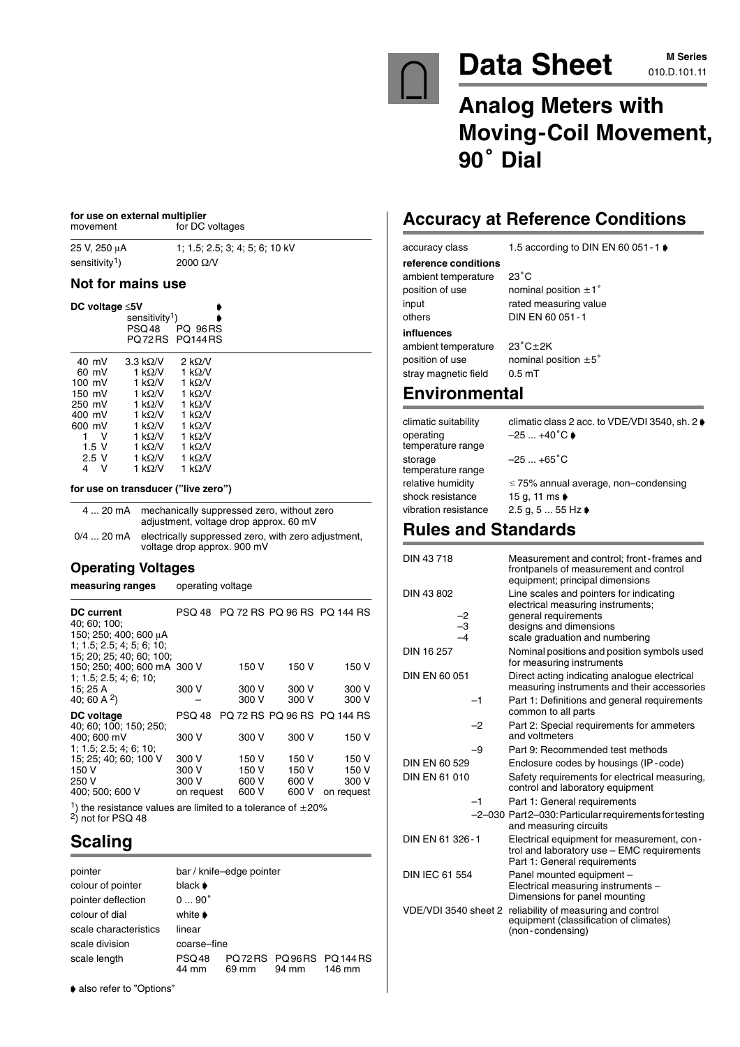# Data Sheet

**M Series**
010.D.101.11

# Analog Meters with Moving-Coil Movement, 90˚ Dial

**for use on external multiplier**

| movement | for DC voltages |
|---|---|
| 25 V, 250 μA | 1; 1.5; 2.5; 3; 4; 5; 6; 10 kV |
| sensitivity[1]) | 2000 Ω/V |

### Not for mains use

**DC voltage ≤5V** ➧

| | sensitivity[1]) ➧ | |
|---|---|---|
| | PSQ 48 PQ 72 RS | PQ 96 RS PQ 144 RS |
| 40 mV | 3.3 kΩ/V | 2 kΩ/V |
| 60 mV | 1 kΩ/V | 1 kΩ/V |
| 100 mV | 1 kΩ/V | 1 kΩ/V |
| 150 mV | 1 kΩ/V | 1 kΩ/V |
| 250 mV | 1 kΩ/V | 1 kΩ/V |
| 400 mV | 1 kΩ/V | 1 kΩ/V |
| 600 mV | 1 kΩ/V | 1 kΩ/V |
| 1 V | 1 kΩ/V | 1 kΩ/V |
| 1.5 V | 1 kΩ/V | 1 kΩ/V |
| 2.5 V | 1 kΩ/V | 1 kΩ/V |
| 4 V | 1 kΩ/V | 1 kΩ/V |

**for use on transducer ("live zero")**

| | |
|---|---|
| 4 ... 20 mA | mechanically suppressed zero, without zero adjustment, voltage drop approx. 60 mV |
| 0/4 ... 20 mA | electrically suppressed zero, with zero adjustment, voltage drop approx. 900 mV |

### Operating Voltages

| measuring ranges | operating voltage | | | |
|---|---|---|---|---|
| **DC current** | PSQ 48 | PQ 72 RS | PQ 96 RS | PQ 144 RS |
| 40; 60; 100; 150; 250; 400; 600 μA 1; 1.5; 2.5; 4; 5; 6; 10; 15; 20; 25; 40; 60; 100; 150; 250; 400; 600 mA | 300 V | 150 V | 150 V | 150 V |
| 1; 1.5; 2.5; 4; 6; 10; 15; 25 A | 300 V | 300 V | 300 V | 300 V |
| 40; 60 A [2]) | – | 300 V | 300 V | 300 V |
| **DC voltage** | PSQ 48 | PQ 72 RS | PQ 96 RS | PQ 144 RS |
| 40; 60; 100; 150; 250; 400; 600 mV | 300 V | 300 V | 300 V | 150 V |
| 1; 1.5; 2.5; 4; 6; 10; 15; 25; 40; 60; 100 V | 300 V | 150 V | 150 V | 150 V |
| 150 V | 300 V | 150 V | 150 V | 150 V |
| 250 V | 300 V | 600 V | 600 V | 300 V |
| 400; 500; 600 V | on request | 600 V | 600 V | on request |

[1]) the resistance values are limited to a tolerance of ±20%
[2]) not for PSQ 48

## Scaling

| | | | | |
|---|---|---|---|---|
| pointer | bar / knife–edge pointer | | | |
| colour of pointer | black ➧ | | | |
| pointer deflection | 0 ... 90˚ | | | |
| colour of dial | white ➧ | | | |
| scale characteristics | linear | | | |
| scale division | coarse–fine | | | |
| scale length | PSQ48 44 mm | PQ72RS 69 mm | PQ96RS 94 mm | PQ144RS 146 mm |

➧ also refer to "Options"

## Accuracy at Reference Conditions

| | |
|---|---|
| accuracy class | 1.5 according to DIN EN 60 051 - 1 ➧ |
| **reference conditions** | |
| ambient temperature | 23˚C |
| position of use | nominal position ±1˚ |
| input | rated measuring value |
| others | DIN EN 60 051 - 1 |
| **influences** | |
| ambient temperature | 23˚C±2K |
| position of use | nominal position ±5˚ |
| stray magnetic field | 0.5 mT |

## Environmental

| | |
|---|---|
| climatic suitability | climatic class 2 acc. to VDE/VDI 3540, sh. 2 ➧ |
| operating temperature range | –25 ... +40˚C ➧ |
| storage temperature range | –25 ... +65˚C |
| relative humidity | ≤ 75% annual average, non–condensing |
| shock resistance | 15 g, 11 ms ➧ |
| vibration resistance | 2.5 g, 5 ... 55 Hz ➧ |

## Rules and Standards

| | |
|---|---|
| DIN 43 718 | Measurement and control; front-frames and frontpanels of measurement and control equipment; principal dimensions |
| DIN 43 802 | Line scales and pointers for indicating electrical measuring instruments; |
| –2 | general requirements |
| –3 | designs and dimensions |
| –4 | scale graduation and numbering |
| DIN 16 257 | Nominal positions and position symbols used for measuring instruments |
| DIN EN 60 051 | Direct acting indicating analogue electrical measuring instruments and their accessories |
| –1 | Part 1: Definitions and general requirements common to all parts |
| –2 | Part 2: Special requirements for ammeters and voltmeters |
| –9 | Part 9: Recommended test methods |
| DIN EN 60 529 | Enclosure codes by housings (IP-code) |
| DIN EN 61 010 | Safety requirements for electrical measuring, control and laboratory equipment |
| –1 | Part 1: General requirements |
| –2–030 | Part 2–030: Particular requirements for testing and measuring circuits |
| DIN EN 61 326-1 | Electrical equipment for measurement, control and laboratory use – EMC requirements Part 1: General requirements |
| DIN IEC 61 554 | Panel mounted equipment – Electrical measuring instruments – Dimensions for panel mounting |
| VDE/VDI 3540 sheet 2 | reliability of measuring and control equipment (classification of climates) (non-condensing) |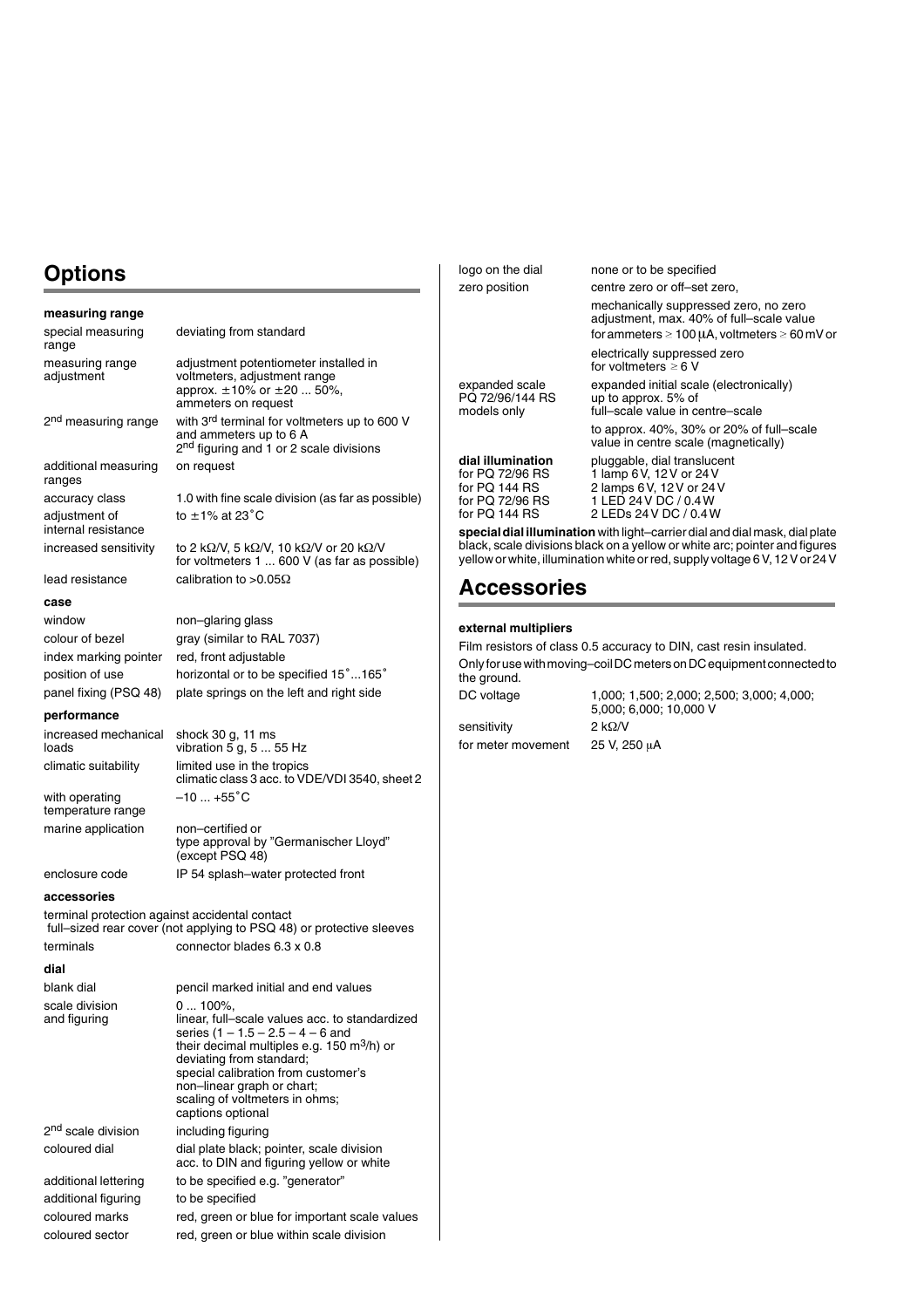## Options

**measuring range**

| | |
|---|---|
| special measuring range | deviating from standard |
| measuring range adjustment | adjustment potentiometer installed in voltmeters, adjustment range approx. ±10% or ±20 ... 50%, ammeters on request |
| 2nd measuring range | with 3rd terminal for voltmeters up to 600 V and ammeters up to 6 A 2nd figuring and 1 or 2 scale divisions |
| additional measuring ranges | on request |
| accuracy class | 1.0 with fine scale division (as far as possible) |
| adjustment of internal resistance | to ±1% at 23˚C |
| increased sensitivity | to 2 kΩ/V, 5 kΩ/V, 10 kΩ/V or 20 kΩ/V for voltmeters 1 ... 600 V (as far as possible) |
| lead resistance | calibration to >0.05Ω |

**case**

| | |
|---|---|
| window | non–glaring glass |
| colour of bezel | gray (similar to RAL 7037) |
| index marking pointer | red, front adjustable |
| position of use | horizontal or to be specified 15˚...165˚ |
| panel fixing (PSQ 48) | plate springs on the left and right side |

**performance**

| | |
|---|---|
| increased mechanical loads | shock 30 g, 11 ms vibration 5 g, 5 ... 55 Hz |
| climatic suitability | limited use in the tropics climatic class 3 acc. to VDE/VDI 3540, sheet 2 |
| with operating temperature range | –10 ... +55˚C |
| marine application | non–certified or type approval by "Germanischer Lloyd" (except PSQ 48) |
| enclosure code | IP 54 splash–water protected front |

**accessories**

terminal protection against accidental contact
full–sized rear cover (not applying to PSQ 48) or protective sleeves

| | |
|---|---|
| terminals | connector blades 6.3 x 0.8 |

**dial**

| | |
|---|---|
| blank dial | pencil marked initial and end values |
| scale division and figuring | 0 ... 100%, linear, full–scale values acc. to standardized series (1 – 1.5 – 2.5 – 4 – 6 and their decimal multiples e.g. 150 m³/h) or deviating from standard; special calibration from customer's non–linear graph or chart; scaling of voltmeters in ohms; captions optional |
| 2nd scale division | including figuring |
| coloured dial | dial plate black; pointer, scale division acc. to DIN and figuring yellow or white |
| additional lettering | to be specified e.g. "generator" |
| additional figuring | to be specified |
| coloured marks | red, green or blue for important scale values |
| coloured sector | red, green or blue within scale division |
| logo on the dial | none or to be specified |
| zero position | centre zero or off–set zero, mechanically suppressed zero, no zero adjustment, max. 40% of full–scale value for ammeters > 100 μA, voltmeters > 60 mV or electrically suppressed zero for voltmeters ≥ 6 V |
| expanded scale PQ 72/96/144 RS models only | expanded initial scale (electronically) up to approx. 5% of full–scale value in centre–scale to approx. 40%, 30% or 20% of full–scale value in centre scale (magnetically) |
| **dial illumination** | pluggable, dial translucent |
| for PQ 72/96 RS | 1 lamp 6 V, 12 V or 24 V |
| for PQ 144 RS | 2 lamps 6 V, 12 V or 24 V |
| for PQ 72/96 RS | 1 LED 24 V DC / 0.4 W |
| for PQ 144 RS | 2 LEDs 24 V DC / 0.4 W |

**special dial illumination** with light–carrier dial and dial mask, dial plate black, scale divisions black on a yellow or white arc; pointer and figures yellow or white, illumination white or red, supply voltage 6 V, 12 V or 24 V

## Accessories

**external multipliers**

Film resistors of class 0.5 accuracy to DIN, cast resin insulated.
Only for use with moving–coil DC meters on DC equipment connected to the ground.

| | |
|---|---|
| DC voltage | 1,000; 1,500; 2,000; 2,500; 3,000; 4,000; 5,000; 6,000; 10,000 V |
| sensitivity | 2 kΩ/V |
| for meter movement | 25 V, 250 μA |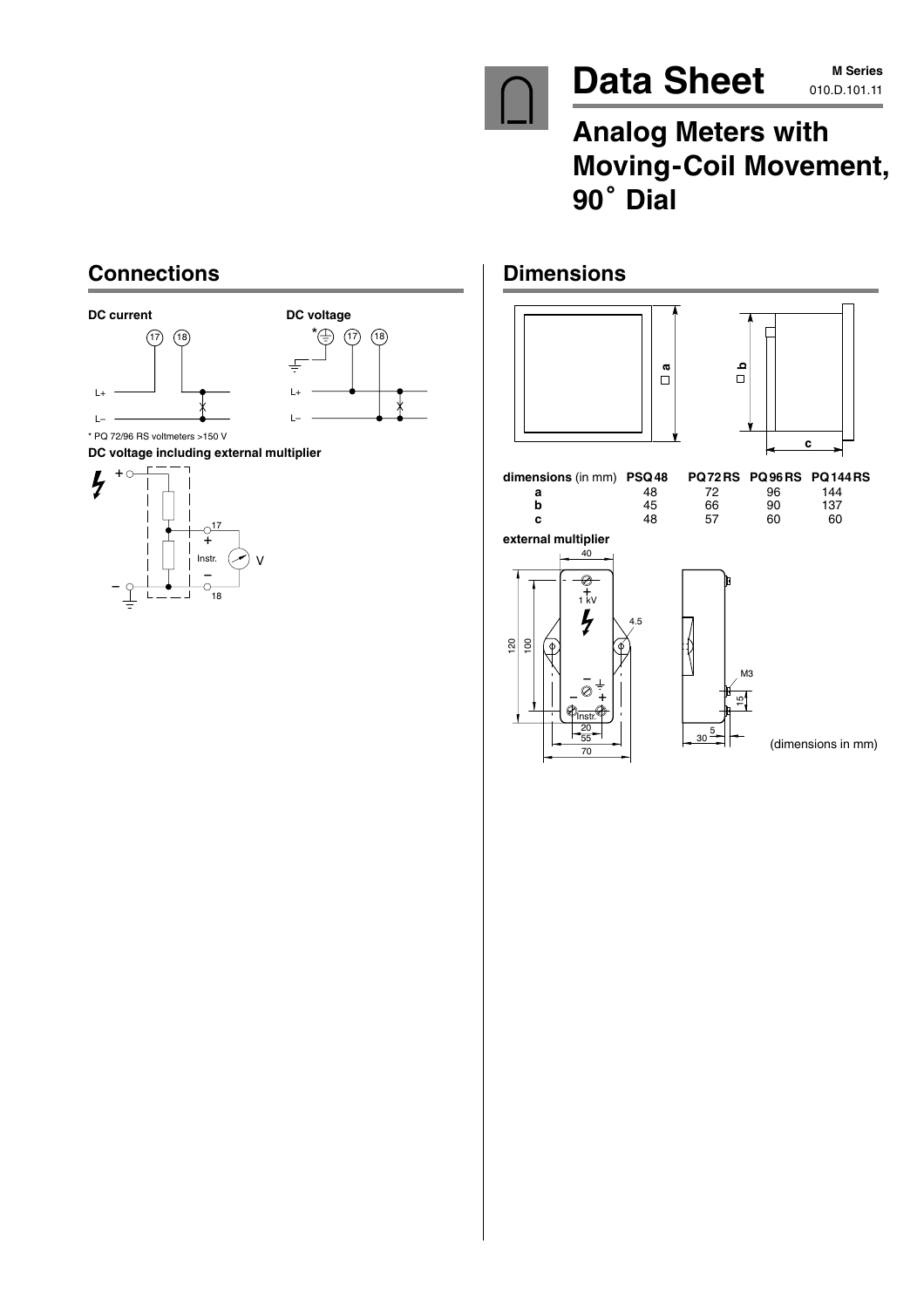# Data Sheet

**M Series**
010.D.101.11

## Analog Meters with Moving-Coil Movement, 90° Dial

## Connections

**DC current**

**DC voltage**

* PQ 72/96 RS voltmeters >150 V

**DC voltage including external multiplier**

## Dimensions

| dimensions (in mm) | PSQ 48 | PQ 72 RS | PQ 96 RS | PQ 144 RS |
|---|---|---|---|---|
| a | 48 | 72 | 96 | 144 |
| b | 45 | 66 | 90 | 137 |
| c | 48 | 57 | 60 | 60 |

**external multiplier**

(dimensions in mm)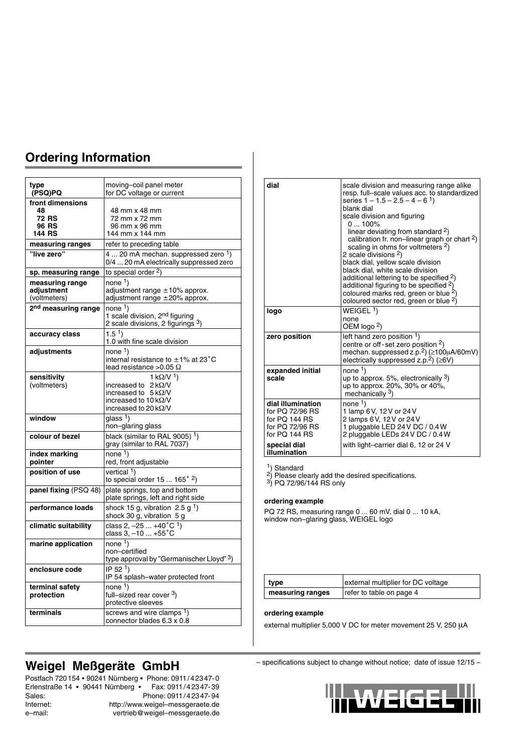## Ordering Information

| | |
|---|---|
| **type (PSQ)PQ** | moving–coil panel meter for DC voltage or current |
| **front dimensions** **48** **72 RS** **96 RS** **144 RS** | 48 mm x 48 mm 72 mm x 72 mm 96 mm x 96 mm 144 mm x 144 mm |
| **measuring ranges** | refer to preceding table |
| **"live zero"** | 4 ... 20 mA mechan. suppressed zero [1]) 0/4 ... 20 mA electrically suppressed zero |
| **sp. measuring range** | to special order [2]) |
| **measuring range adjustment** (voltmeters) | none [1]) adjustment range ±10% approx. adjustment range ±20% approx. |
| **2nd measuring range** | none [1]) 1 scale division, 2nd figuring 2 scale divisions, 2 figurings [3]) |
| **accuracy class** | 1.5 [1]) 1.0 with fine scale division |
| **adjustments** | none [1]) internal resistance to ±1% at 23˚C lead resistance >0.05 Ω |
| **sensitivity** (voltmeters) | 1 kΩ/V [1]) increased to 2 kΩ/V increased to 5 kΩ/V increased to 10 kΩ/V increased to 20 kΩ/V |
| **window** | glass [1]) non–glaring glass |
| **colour of bezel** | black (similar to RAL 9005) [1]) gray (similar to RAL 7037) |
| **index marking pointer** | none [1]) red, front adjustable |
| **position of use** | vertical [1]) to special order 15 ... 165˚ [2]) |
| **panel fixing** (PSQ 48) | plate springs, top and bottom plate springs, left and right side |
| **performance loads** | shock 15 g, vibration 2.5 g [1]) shock 30 g, vibration 5 g |
| **climatic suitability** | class 2, –25 ... +40˚C [1]) class 3, –10 ... +55˚C |
| **marine application** | none [1]) non–certified type approval by "Germanischer Lloyd" [3]) |
| **enclosure code** | IP 52 [1]) IP 54 splash–water protected front |
| **terminal safety protection** | none [1]) full–sized rear cover [3]) protective sleeves |
| **terminals** | screws and wire clamps [1]) connector blades 6.3 x 0.8 |

| | |
|---|---|
| **dial** | scale division and measuring range alike resp. full–scale values acc. to standardized series 1 – 1.5 – 2.5 – 4 – 6 [1]) blank dial scale division and figuring 0 ... 100% linear deviating from standard [2]) calibration fr. non–linear graph or chart [2]) scaling in ohms for voltmeters [2]) 2 scale divisions [2]) black dial, yellow scale division black dial, white scale division additional lettering to be specified [2]) additional figuring to be specified [2]) coloured marks red, green or blue [2]) coloured sector red, green or blue [2]) |
| **logo** | WEIGEL [1]) none OEM logo [2]) |
| **zero position** | left hand zero position [1]) centre or off-set zero position [2]) mechan. suppressed z.p.[2]) (≥100μA/60mV) electrically suppressed z.p.[2]) (≥6V) |
| **expanded initial scale** | none [1]) up to approx. 5%, electronically [3]) up to approx. 20%, 30% or 40%, mechanically [3]) |
| **dial illumination** for PQ 72/96 RS for PQ 144 RS for PQ 72/96 RS for PQ 144 RS | none [1]) 1 lamp 6 V, 12 V or 24 V 2 lamps 6 V, 12 V or 24 V 1 pluggable LED 24 V DC / 0.4 W 2 pluggable LEDs 24 V DC / 0.4 W |
| **special dial illumination** | with light–carrier dial 6, 12 or 24 V |

[1]) Standard
[2]) Please clearly add the desired specifications.
[3]) PQ 72/96/144 RS only

**ordering example**

PQ 72 RS, measuring range 0 ... 60 mV, dial 0 ... 10 kA, window non–glaring glass, WEIGEL logo

| | |
|---|---|
| **type** | external multiplier for DC voltage |
| **measuring ranges** | refer to table on page 4 |

**ordering example**

external multiplier 5,000 V DC for meter movement 25 V, 250 μA

– specifications subject to change without notice; date of issue 12/15 –

## Weigel Meßgeräte GmbH

Postfach 720154 • 90241 Nürnberg • Phone: 0911/42347-0
Erlenstraße 14 • 90441 Nürnberg • Fax: 0911/42347-39
Sales: Phone: 0911/42347-94
Internet: http://www.weigel–messgeraete.de
e–mail: vertrieb@weigel–messgeraete.de

WEIGEL